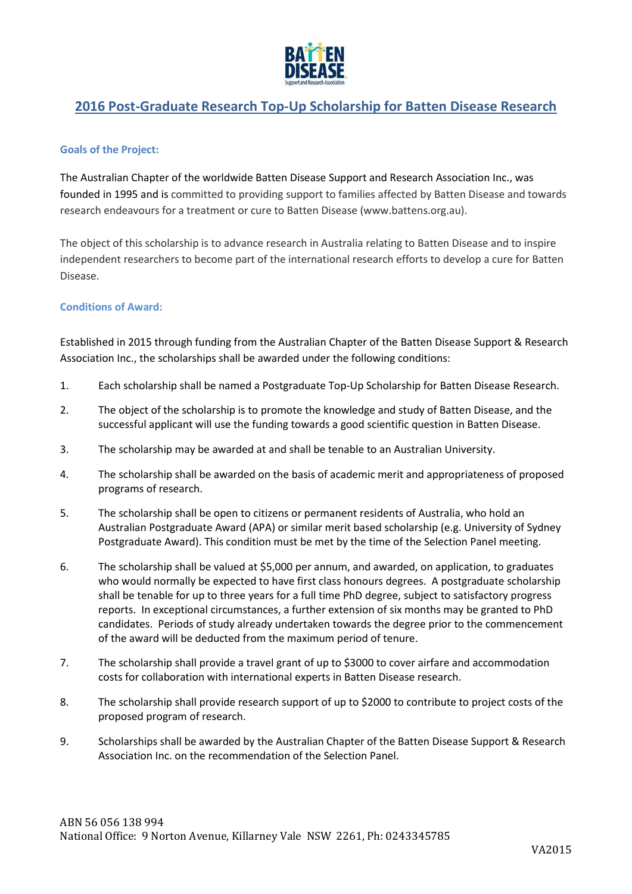# 2016 Post-Graduate Research Top-Up Scholarship for Batten Disease Research

### Goals of the Project:

The Australian Chapter of the worldwide Batten Disease Support and Research Association Inc., was founded in 1995 and is committed to providing support to families affected by Batten Disease and towards research endeavours for a treatment or cure to Batten Disease (www.battens.org.au).

The object of this scholarship is to advance research in Australia relating to Batten Disease and to inspire independent researchers to become part of the international research efforts to develop a cure for Batten Disease.

### Conditions of Award:

Established in 2015 through funding from the Australian Chapter of the Batten Disease Support & Research Association Inc., the scholarships shall be awarded under the following conditions:

1. Each scholarship shall be named a Postgraduate Top-Up Scholarship for Batten Disease Research.
2. The object of the scholarship is to promote the knowledge and study of Batten Disease, and the successful applicant will use the funding towards a good scientific question in Batten Disease.
3. The scholarship may be awarded at and shall be tenable to an Australian University.
4. The scholarship shall be awarded on the basis of academic merit and appropriateness of proposed programs of research.
5. The scholarship shall be open to citizens or permanent residents of Australia, who hold an Australian Postgraduate Award (APA) or similar merit based scholarship (e.g. University of Sydney Postgraduate Award). This condition must be met by the time of the Selection Panel meeting.
6. The scholarship shall be valued at $5,000 per annum, and awarded, on application, to graduates who would normally be expected to have first class honours degrees. A postgraduate scholarship shall be tenable for up to three years for a full time PhD degree, subject to satisfactory progress reports. In exceptional circumstances, a further extension of six months may be granted to PhD candidates. Periods of study already undertaken towards the degree prior to the commencement of the award will be deducted from the maximum period of tenure.
7. The scholarship shall provide a travel grant of up to $3000 to cover airfare and accommodation costs for collaboration with international experts in Batten Disease research.
8. The scholarship shall provide research support of up to $2000 to contribute to project costs of the proposed program of research.
9. Scholarships shall be awarded by the Australian Chapter of the Batten Disease Support & Research Association Inc. on the recommendation of the Selection Panel.

ABN 56 056 138 994
National Office: 9 Norton Avenue, Killarney Vale NSW 2261, Ph: 0243345785

VA2015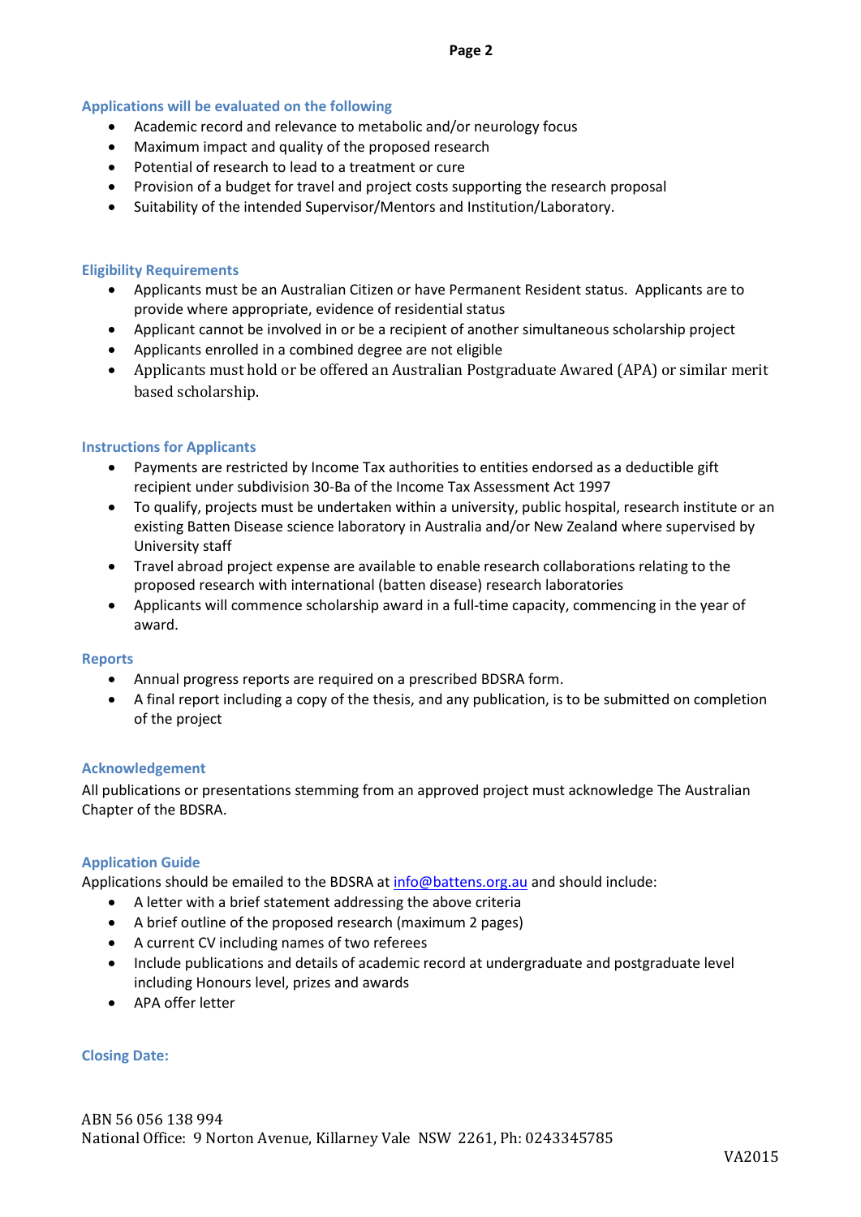### Applications will be evaluated on the following

- Academic record and relevance to metabolic and/or neurology focus
- Maximum impact and quality of the proposed research
- Potential of research to lead to a treatment or cure
- Provision of a budget for travel and project costs supporting the research proposal
- Suitability of the intended Supervisor/Mentors and Institution/Laboratory.

### Eligibility Requirements

- Applicants must be an Australian Citizen or have Permanent Resident status. Applicants are to provide where appropriate, evidence of residential status
- Applicant cannot be involved in or be a recipient of another simultaneous scholarship project
- Applicants enrolled in a combined degree are not eligible
- Applicants must hold or be offered an Australian Postgraduate Awared (APA) or similar merit based scholarship.

### Instructions for Applicants

- Payments are restricted by Income Tax authorities to entities endorsed as a deductible gift recipient under subdivision 30-Ba of the Income Tax Assessment Act 1997
- To qualify, projects must be undertaken within a university, public hospital, research institute or an existing Batten Disease science laboratory in Australia and/or New Zealand where supervised by University staff
- Travel abroad project expense are available to enable research collaborations relating to the proposed research with international (batten disease) research laboratories
- Applicants will commence scholarship award in a full-time capacity, commencing in the year of award.

### Reports

- Annual progress reports are required on a prescribed BDSRA form.
- A final report including a copy of the thesis, and any publication, is to be submitted on completion of the project

### Acknowledgement

All publications or presentations stemming from an approved project must acknowledge The Australian Chapter of the BDSRA.

### Application Guide

Applications should be emailed to the BDSRA at info@battens.org.au and should include:

- A letter with a brief statement addressing the above criteria
- A brief outline of the proposed research (maximum 2 pages)
- A current CV including names of two referees
- Include publications and details of academic record at undergraduate and postgraduate level including Honours level, prizes and awards
- APA offer letter

### Closing Date:

ABN 56 056 138 994
National Office: 9 Norton Avenue, Killarney Vale NSW 2261, Ph: 0243345785

VA2015